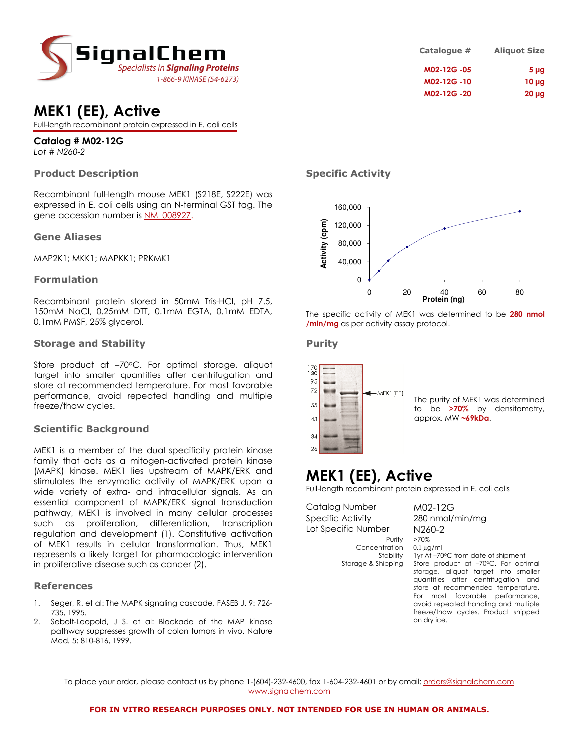# MEK1 (EE), Active

Full-length recombinant protein expressed in E. coli cells

**Catalog # M02-12G**

*Lot # N260-2*

| Catalogue # | Aliquot Size |
| --- | --- |
| M02-12G -05 | 5 µg |
| M02-12G -10 | 10 µg |
| M02-12G -20 | 20 µg |

## Product Description

Recombinant full-length mouse MEK1 (S218E, S222E) was expressed in E. coli cells using an N-terminal GST tag. The gene accession number is NM_008927.

## Gene Aliases

MAP2K1; MKK1; MAPKK1; PRKMK1

## Formulation

Recombinant protein stored in 50mM Tris-HCl, pH 7.5, 150mM NaCl, 0.25mM DTT, 0.1mM EGTA, 0.1mM EDTA, 0.1mM PMSF, 25% glycerol.

## Storage and Stability

Store product at –70ºC. For optimal storage, aliquot target into smaller quantities after centrifugation and store at recommended temperature. For most favorable performance, avoid repeated handling and multiple freeze/thaw cycles.

## Scientific Background

MEK1 is a member of the dual specificity protein kinase family that acts as a mitogen-activated protein kinase (MAPK) kinase. MEK1 lies upstream of MAPK/ERK and stimulates the enzymatic activity of MAPK/ERK upon a wide variety of extra- and intracellular signals. As an essential component of MAPK/ERK signal transduction pathway, MEK1 is involved in many cellular processes such as proliferation, differentiation, transcription regulation and development (1). Constitutive activation of MEK1 results in cellular transformation. Thus, MEK1 represents a likely target for pharmacologic intervention in proliferative disease such as cancer (2).

## References

1. Seger, R. et al: The MAPK signaling cascade. FASEB J. 9: 726-735, 1995.
2. Sebolt-Leopold, J S. et al: Blockade of the MAP kinase pathway suppresses growth of colon tumors in vivo. Nature Med. 5: 810-816, 1999.

## Specific Activity

The specific activity of MEK1 was determined to be **280 nmol /min/mg** as per activity assay protocol.

## Purity

The purity of MEK1 was determined to be **>70%** by densitometry, approx. MW **~69kDa**.

# MEK1 (EE), Active

Full-length recombinant protein expressed in E. coli cells

| | |
| --- | --- |
| Catalog Number | M02-12G |
| Specific Activity | 280 nmol/min/mg |
| Lot Specific Number | N260-2 |
| Purity | >70% |
| Concentration | 0.1 µg/ml |
| Stability | 1yr At –70ºC from date of shipment |
| Storage & Shipping | Store product at –70ºC. For optimal storage, aliquot target into smaller quantities after centrifugation and store at recommended temperature. For most favorable performance, avoid repeated handling and multiple freeze/thaw cycles. Product shipped on dry ice. |

To place your order, please contact us by phone 1-(604)-232-4600, fax 1-604-232-4601 or by email: orders@signalchem.com
www.signalchem.com

**FOR IN VITRO RESEARCH PURPOSES ONLY. NOT INTENDED FOR USE IN HUMAN OR ANIMALS.**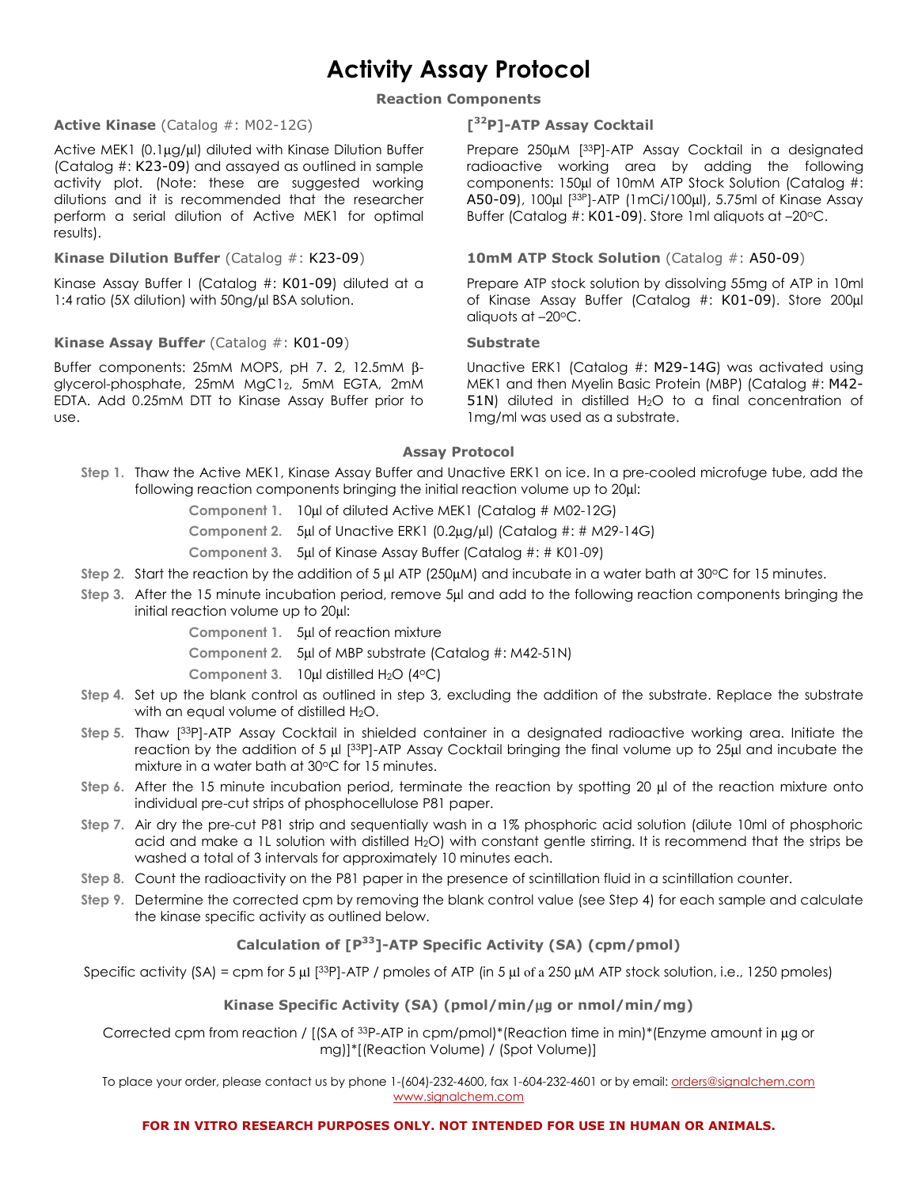# Activity Assay Protocol

**Reaction Components**

### Active Kinase (Catalog #: M02-12G)

Active MEK1 (0.1µg/µl) diluted with Kinase Dilution Buffer (Catalog #: K23-09) and assayed as outlined in sample activity plot. (Note: these are suggested working dilutions and it is recommended that the researcher perform a serial dilution of Active MEK1 for optimal results).

### Kinase Dilution Buffer (Catalog #: K23-09)

Kinase Assay Buffer I (Catalog #: K01-09) diluted at a 1:4 ratio (5X dilution) with 50ng/µl BSA solution.

### Kinase Assay Buffer (Catalog #: K01-09)

Buffer components: 25mM MOPS, pH 7. 2, 12.5mM β-glycerol-phosphate, 25mM $MgCl_2$, 5mM EGTA, 2mM EDTA. Add 0.25mM DTT to Kinase Assay Buffer prior to use.

### [$^{32}$P]-ATP Assay Cocktail

Prepare 250µM [$^{33}$P]-ATP Assay Cocktail in a designated radioactive working area by adding the following components: 150µl of 10mM ATP Stock Solution (Catalog #: A50-09), 100µl [$^{33P}$]-ATP (1mCi/100µl), 5.75ml of Kinase Assay Buffer (Catalog #: K01-09). Store 1ml aliquots at –20°C.

### 10mM ATP Stock Solution (Catalog #: A50-09)

Prepare ATP stock solution by dissolving 55mg of ATP in 10ml of Kinase Assay Buffer (Catalog #: K01-09). Store 200µl aliquots at –20°C.

### Substrate

Unactive ERK1 (Catalog #: M29-14G) was activated using MEK1 and then Myelin Basic Protein (MBP) (Catalog #: M42-51N) diluted in distilled $H_2O$ to a final concentration of 1mg/ml was used as a substrate.

## Assay Protocol

**Step 1.** Thaw the Active MEK1, Kinase Assay Buffer and Unactive ERK1 on ice. In a pre-cooled microfuge tube, add the following reaction components bringing the initial reaction volume up to 20µl:

- **Component 1.** 10µl of diluted Active MEK1 (Catalog # M02-12G)
- **Component 2.** 5µl of Unactive ERK1 (0.2µg/µl) (Catalog #: # M29-14G)
- **Component 3.** 5µl of Kinase Assay Buffer (Catalog #: # K01-09)

**Step 2.** Start the reaction by the addition of 5 µl ATP (250µM) and incubate in a water bath at 30°C for 15 minutes.

**Step 3.** After the 15 minute incubation period, remove 5µl and add to the following reaction components bringing the initial reaction volume up to 20µl:

- **Component 1.** 5µl of reaction mixture
- **Component 2.** 5µl of MBP substrate (Catalog #: M42-51N)
- **Component 3.** 10µl distilled $H_2O$ (4°C)

**Step 4.** Set up the blank control as outlined in step 3, excluding the addition of the substrate. Replace the substrate with an equal volume of distilled $H_2O$.

**Step 5.** Thaw [$^{33}$P]-ATP Assay Cocktail in shielded container in a designated radioactive working area. Initiate the reaction by the addition of 5 µl [$^{33}$P]-ATP Assay Cocktail bringing the final volume up to 25µl and incubate the mixture in a water bath at 30°C for 15 minutes.

**Step 6.** After the 15 minute incubation period, terminate the reaction by spotting 20 µl of the reaction mixture onto individual pre-cut strips of phosphocellulose P81 paper.

**Step 7.** Air dry the pre-cut P81 strip and sequentially wash in a 1% phosphoric acid solution (dilute 10ml of phosphoric acid and make a 1L solution with distilled $H_2O$) with constant gentle stirring. It is recommend that the strips be washed a total of 3 intervals for approximately 10 minutes each.

**Step 8.** Count the radioactivity on the P81 paper in the presence of scintillation fluid in a scintillation counter.

**Step 9.** Determine the corrected cpm by removing the blank control value (see Step 4) for each sample and calculate the kinase specific activity as outlined below.

### Calculation of [P$^{33}$]-ATP Specific Activity (SA) (cpm/pmol)

Specific activity (SA) = cpm for 5 µl [$^{33}$P]-ATP / pmoles of ATP (in 5 µl of a 250 µM ATP stock solution, i.e., 1250 pmoles)

### Kinase Specific Activity (SA) (pmol/min/µg or nmol/min/mg)

Corrected cpm from reaction / [(SA of $^{33}$P-ATP in cpm/pmol)*(Reaction time in min)*(Enzyme amount in µg or mg)]*[(Reaction Volume) / (Spot Volume)]

To place your order, please contact us by phone 1-(604)-232-4600, fax 1-604-232-4601 or by email: orders@signalchem.com
www.signalchem.com

**FOR IN VITRO RESEARCH PURPOSES ONLY. NOT INTENDED FOR USE IN HUMAN OR ANIMALS.**